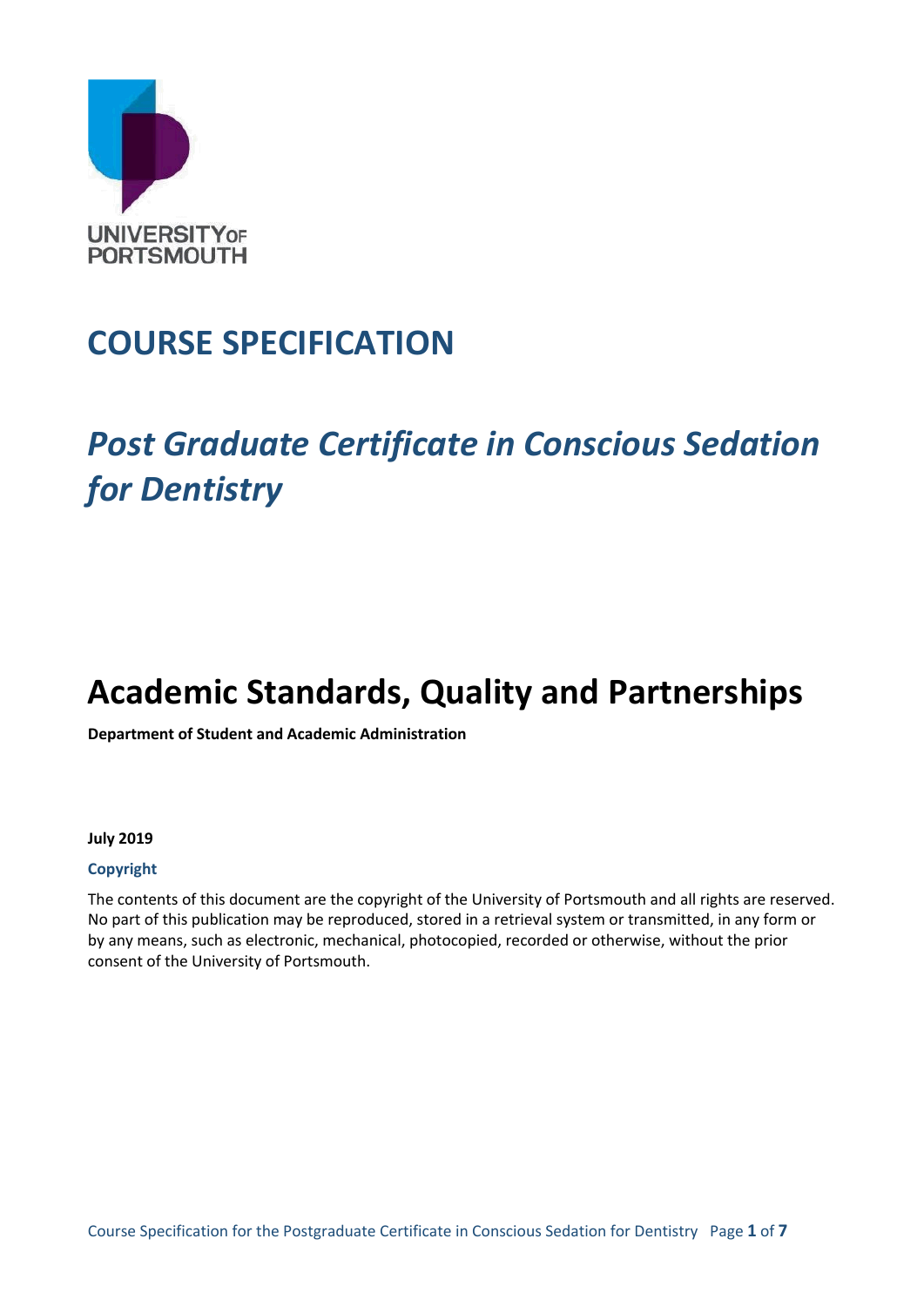UNIVERSITY OF PORTSMOUTH

# COURSE SPECIFICATION

# *Post Graduate Certificate in Conscious Sedation for Dentistry*

# Academic Standards, Quality and Partnerships

**Department of Student and Academic Administration**

**July 2019**

**Copyright**

The contents of this document are the copyright of the University of Portsmouth and all rights are reserved. No part of this publication may be reproduced, stored in a retrieval system or transmitted, in any form or by any means, such as electronic, mechanical, photocopied, recorded or otherwise, without the prior consent of the University of Portsmouth.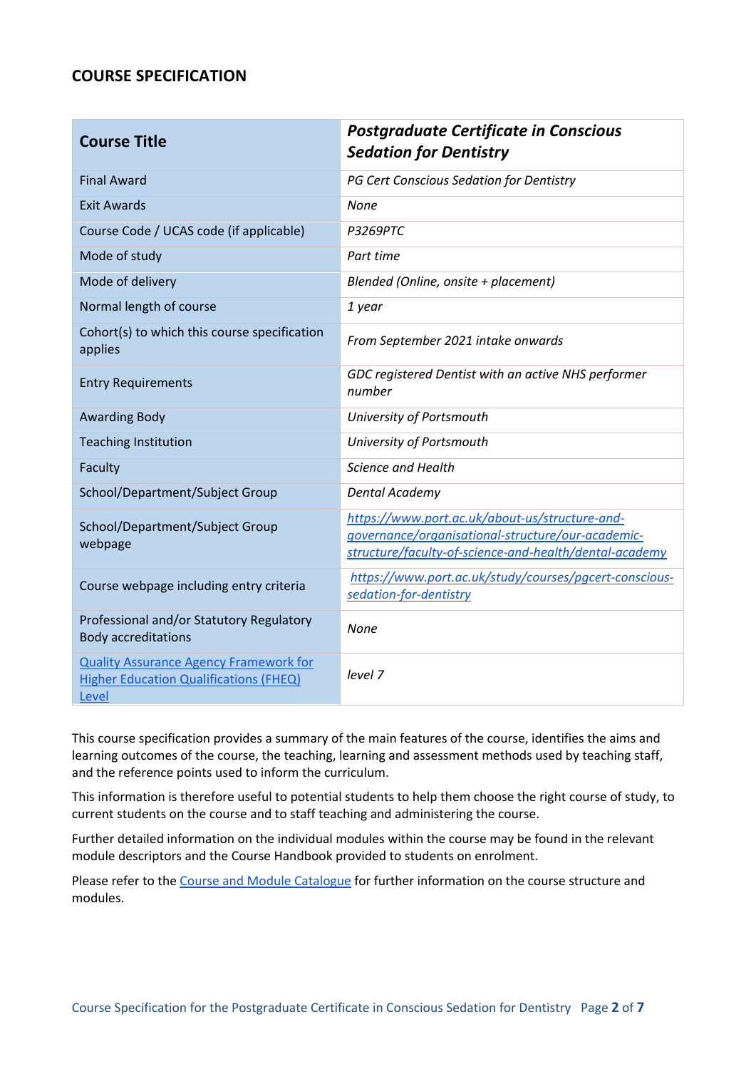## COURSE SPECIFICATION

| **Course Title** | ***Postgraduate Certificate in Conscious Sedation for Dentistry*** |
|---|---|
| Final Award | *PG Cert Conscious Sedation for Dentistry* |
| Exit Awards | *None* |
| Course Code / UCAS code (if applicable) | *P3269PTC* |
| Mode of study | *Part time* |
| Mode of delivery | *Blended (Online, onsite + placement)* |
| Normal length of course | *1 year* |
| Cohort(s) to which this course specification applies | *From September 2021 intake onwards* |
| Entry Requirements | *GDC registered Dentist with an active NHS performer number* |
| Awarding Body | *University of Portsmouth* |
| Teaching Institution | *University of Portsmouth* |
| Faculty | *Science and Health* |
| School/Department/Subject Group | *Dental Academy* |
| School/Department/Subject Group webpage | [*https://www.port.ac.uk/about-us/structure-and-governance/organisational-structure/our-academic-structure/faculty-of-science-and-health/dental-academy*](https://www.port.ac.uk/about-us/structure-and-governance/organisational-structure/our-academic-structure/faculty-of-science-and-health/dental-academy) |
| Course webpage including entry criteria | [*https://www.port.ac.uk/study/courses/pgcert-conscious-sedation-for-dentistry*](https://www.port.ac.uk/study/courses/pgcert-conscious-sedation-for-dentistry) |
| Professional and/or Statutory Regulatory Body accreditations | *None* |
| Quality Assurance Agency Framework for Higher Education Qualifications (FHEQ) Level | *level 7* |

This course specification provides a summary of the main features of the course, identifies the aims and learning outcomes of the course, the teaching, learning and assessment methods used by teaching staff, and the reference points used to inform the curriculum.

This information is therefore useful to potential students to help them choose the right course of study, to current students on the course and to staff teaching and administering the course.

Further detailed information on the individual modules within the course may be found in the relevant module descriptors and the Course Handbook provided to students on enrolment.

Please refer to the Course and Module Catalogue for further information on the course structure and modules.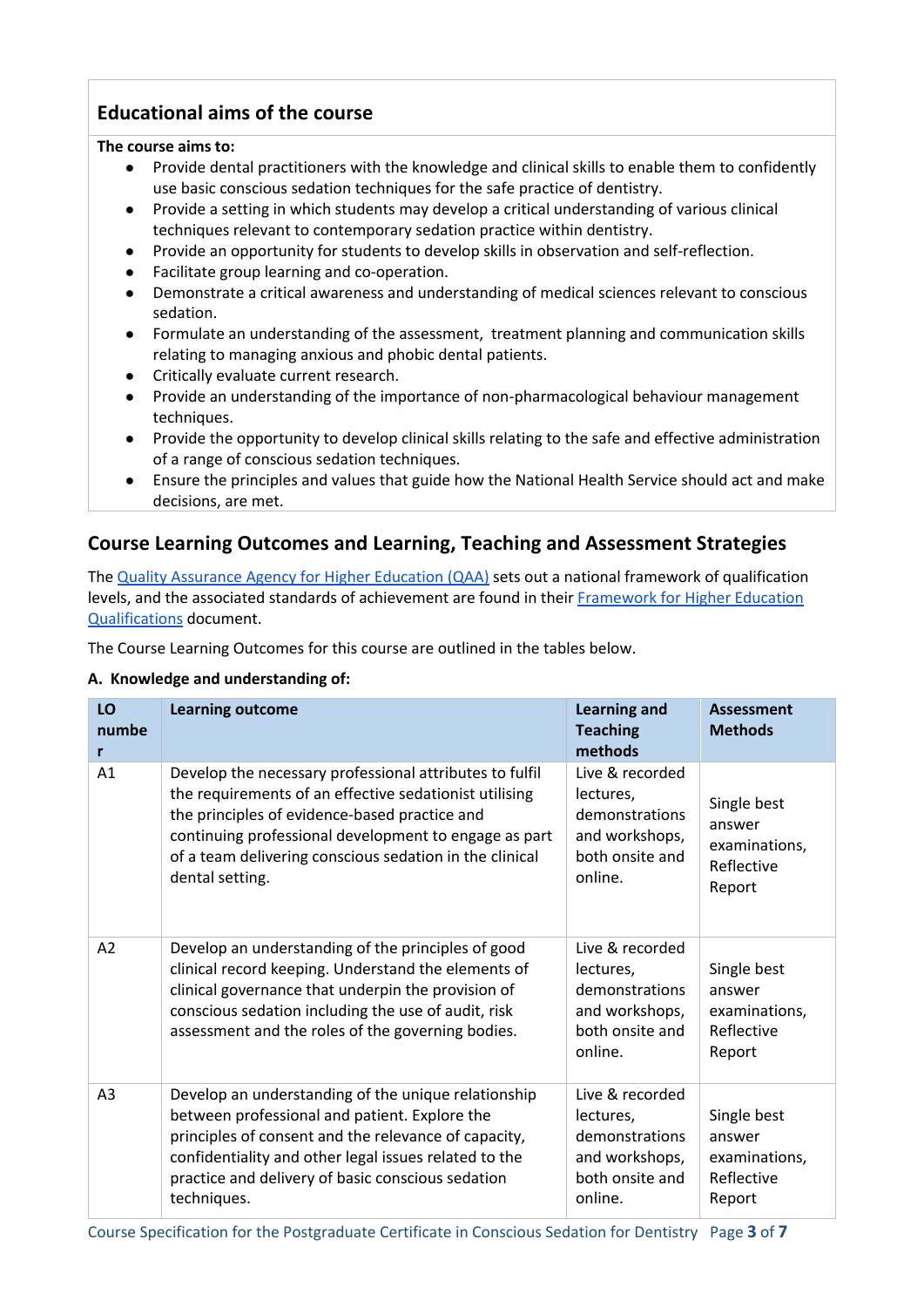## Educational aims of the course

**The course aims to:**

- Provide dental practitioners with the knowledge and clinical skills to enable them to confidently use basic conscious sedation techniques for the safe practice of dentistry.
- Provide a setting in which students may develop a critical understanding of various clinical techniques relevant to contemporary sedation practice within dentistry.
- Provide an opportunity for students to develop skills in observation and self-reflection.
- Facilitate group learning and co-operation.
- Demonstrate a critical awareness and understanding of medical sciences relevant to conscious sedation.
- Formulate an understanding of the assessment, treatment planning and communication skills relating to managing anxious and phobic dental patients.
- Critically evaluate current research.
- Provide an understanding of the importance of non-pharmacological behaviour management techniques.
- Provide the opportunity to develop clinical skills relating to the safe and effective administration of a range of conscious sedation techniques.
- Ensure the principles and values that guide how the National Health Service should act and make decisions, are met.

## Course Learning Outcomes and Learning, Teaching and Assessment Strategies

The Quality Assurance Agency for Higher Education (QAA) sets out a national framework of qualification levels, and the associated standards of achievement are found in their Framework for Higher Education Qualifications document.

The Course Learning Outcomes for this course are outlined in the tables below.

**A. Knowledge and understanding of:**

| LO number | Learning outcome | Learning and Teaching methods | Assessment Methods |
|---|---|---|---|
| A1 | Develop the necessary professional attributes to fulfil the requirements of an effective sedationist utilising the principles of evidence-based practice and continuing professional development to engage as part of a team delivering conscious sedation in the clinical dental setting. | Live & recorded lectures, demonstrations and workshops, both onsite and online. | Single best answer examinations, Reflective Report |
| A2 | Develop an understanding of the principles of good clinical record keeping. Understand the elements of clinical governance that underpin the provision of conscious sedation including the use of audit, risk assessment and the roles of the governing bodies. | Live & recorded lectures, demonstrations and workshops, both onsite and online. | Single best answer examinations, Reflective Report |
| A3 | Develop an understanding of the unique relationship between professional and patient. Explore the principles of consent and the relevance of capacity, confidentiality and other legal issues related to the practice and delivery of basic conscious sedation techniques. | Live & recorded lectures, demonstrations and workshops, both onsite and online. | Single best answer examinations, Reflective Report |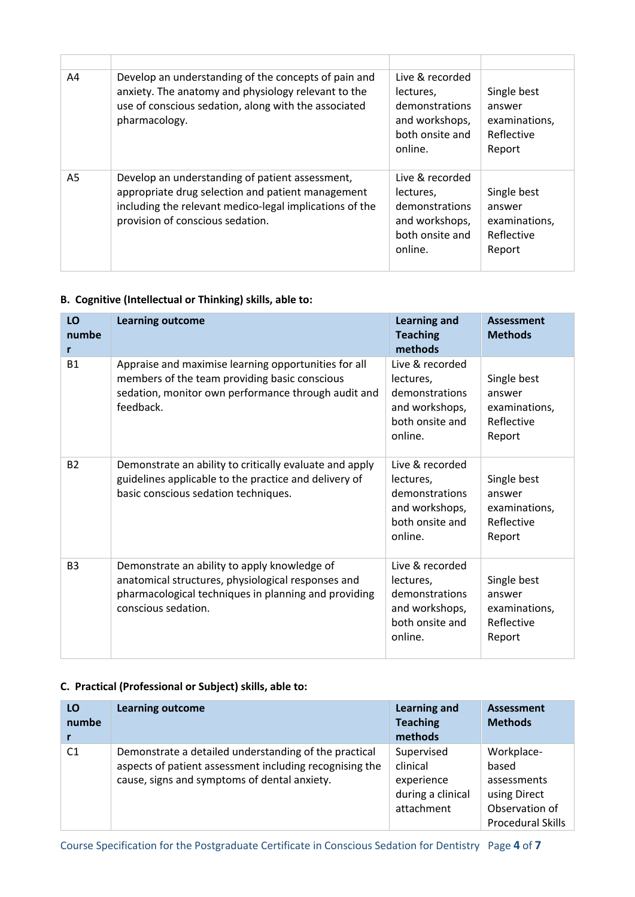| | | | |
|---|---|---|---|
| A4 | Develop an understanding of the concepts of pain and anxiety. The anatomy and physiology relevant to the use of conscious sedation, along with the associated pharmacology. | Live & recorded lectures, demonstrations and workshops, both onsite and online. | Single best answer examinations, Reflective Report |
| A5 | Develop an understanding of patient assessment, appropriate drug selection and patient management including the relevant medico-legal implications of the provision of conscious sedation. | Live & recorded lectures, demonstrations and workshops, both onsite and online. | Single best answer examinations, Reflective Report |

**B. Cognitive (Intellectual or Thinking) skills, able to:**

| LO number | Learning outcome | Learning and Teaching methods | Assessment Methods |
|---|---|---|---|
| B1 | Appraise and maximise learning opportunities for all members of the team providing basic conscious sedation, monitor own performance through audit and feedback. | Live & recorded lectures, demonstrations and workshops, both onsite and online. | Single best answer examinations, Reflective Report |
| B2 | Demonstrate an ability to critically evaluate and apply guidelines applicable to the practice and delivery of basic conscious sedation techniques. | Live & recorded lectures, demonstrations and workshops, both onsite and online. | Single best answer examinations, Reflective Report |
| B3 | Demonstrate an ability to apply knowledge of anatomical structures, physiological responses and pharmacological techniques in planning and providing conscious sedation. | Live & recorded lectures, demonstrations and workshops, both onsite and online. | Single best answer examinations, Reflective Report |

**C. Practical (Professional or Subject) skills, able to:**

| LO number | Learning outcome | Learning and Teaching methods | Assessment Methods |
|---|---|---|---|
| C1 | Demonstrate a detailed understanding of the practical aspects of patient assessment including recognising the cause, signs and symptoms of dental anxiety. | Supervised clinical experience during a clinical attachment | Workplace-based assessments using Direct Observation of Procedural Skills |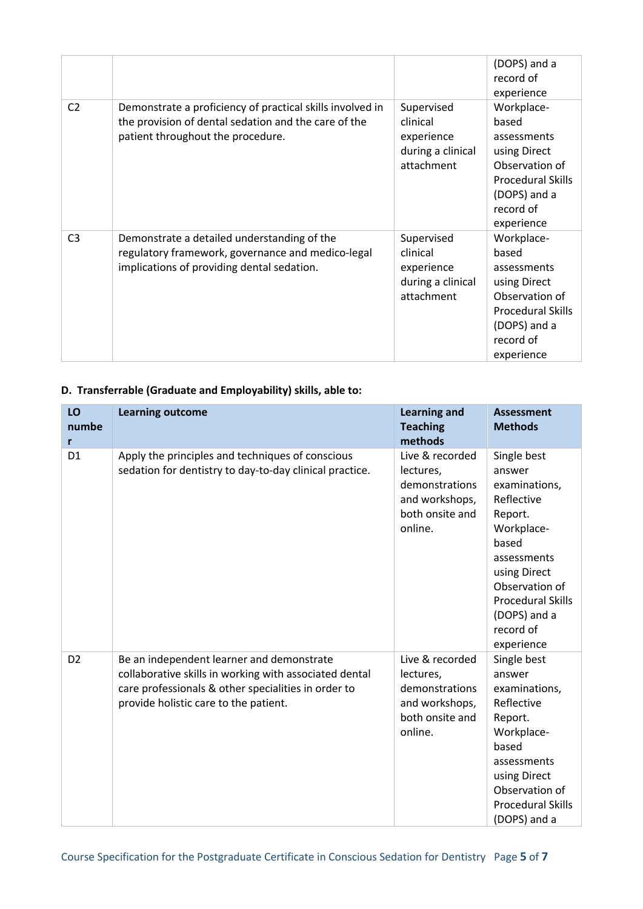|  |  |  | (DOPS) and a record of experience |
|---|---|---|---|
| C2 | Demonstrate a proficiency of practical skills involved in the provision of dental sedation and the care of the patient throughout the procedure. | Supervised clinical experience during a clinical attachment | Workplace-based assessments using Direct Observation of Procedural Skills (DOPS) and a record of experience |
| C3 | Demonstrate a detailed understanding of the regulatory framework, governance and medico-legal implications of providing dental sedation. | Supervised clinical experience during a clinical attachment | Workplace-based assessments using Direct Observation of Procedural Skills (DOPS) and a record of experience |

**D. Transferrable (Graduate and Employability) skills, able to:**

| LO number | Learning outcome | Learning and Teaching methods | Assessment Methods |
|---|---|---|---|
| D1 | Apply the principles and techniques of conscious sedation for dentistry to day-to-day clinical practice. | Live & recorded lectures, demonstrations and workshops, both onsite and online. | Single best answer examinations, Reflective Report. Workplace-based assessments using Direct Observation of Procedural Skills (DOPS) and a record of experience |
| D2 | Be an independent learner and demonstrate collaborative skills in working with associated dental care professionals & other specialities in order to provide holistic care to the patient. | Live & recorded lectures, demonstrations and workshops, both onsite and online. | Single best answer examinations, Reflective Report. Workplace-based assessments using Direct Observation of Procedural Skills (DOPS) and a |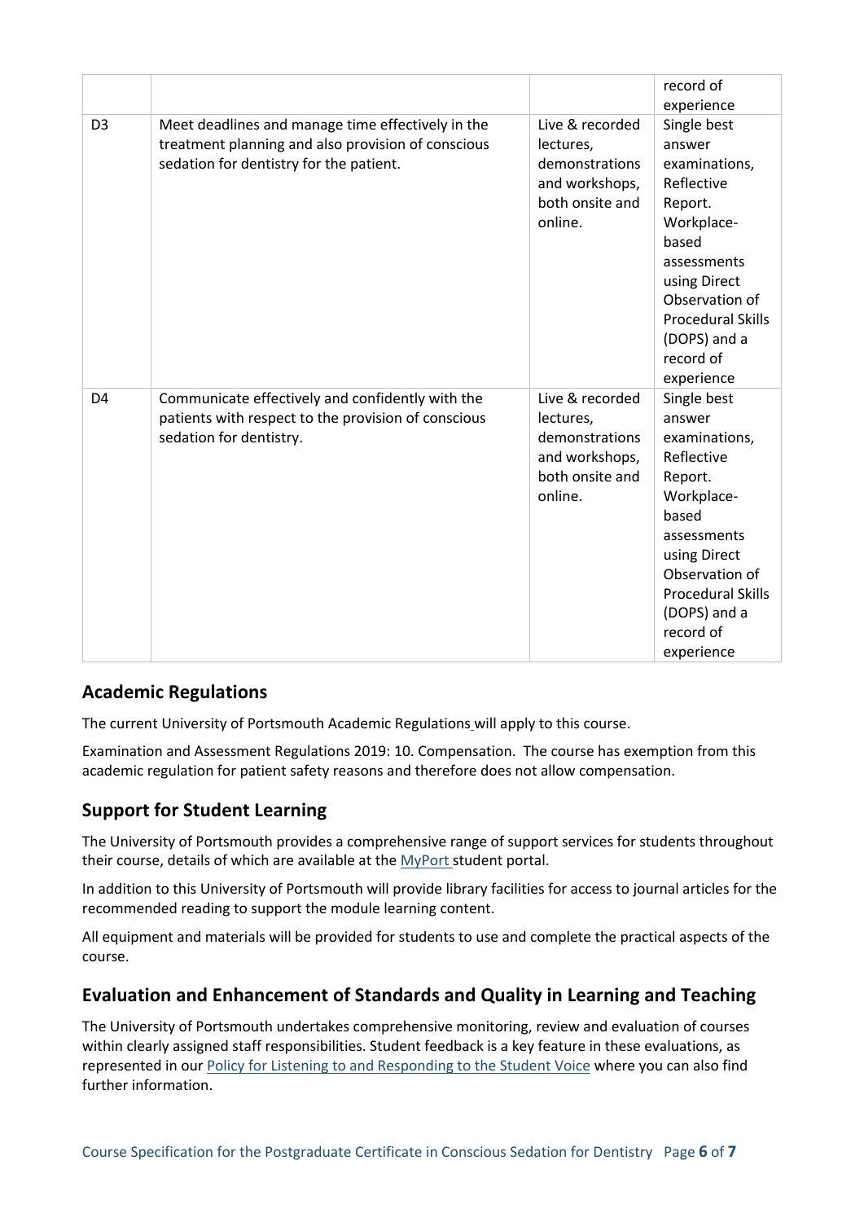| | | | |
|---|---|---|---|
| | | | record of experience |
| D3 | Meet deadlines and manage time effectively in the treatment planning and also provision of conscious sedation for dentistry for the patient. | Live & recorded lectures, demonstrations and workshops, both onsite and online. | Single best answer examinations, Reflective Report. Workplace-based assessments using Direct Observation of Procedural Skills (DOPS) and a record of experience |
| D4 | Communicate effectively and confidently with the patients with respect to the provision of conscious sedation for dentistry. | Live & recorded lectures, demonstrations and workshops, both onsite and online. | Single best answer examinations, Reflective Report. Workplace-based assessments using Direct Observation of Procedural Skills (DOPS) and a record of experience |

## Academic Regulations

The current University of Portsmouth Academic Regulations will apply to this course.

Examination and Assessment Regulations 2019: 10. Compensation. The course has exemption from this academic regulation for patient safety reasons and therefore does not allow compensation.

## Support for Student Learning

The University of Portsmouth provides a comprehensive range of support services for students throughout their course, details of which are available at the MyPort student portal.

In addition to this University of Portsmouth will provide library facilities for access to journal articles for the recommended reading to support the module learning content.

All equipment and materials will be provided for students to use and complete the practical aspects of the course.

## Evaluation and Enhancement of Standards and Quality in Learning and Teaching

The University of Portsmouth undertakes comprehensive monitoring, review and evaluation of courses within clearly assigned staff responsibilities. Student feedback is a key feature in these evaluations, as represented in our Policy for Listening to and Responding to the Student Voice where you can also find further information.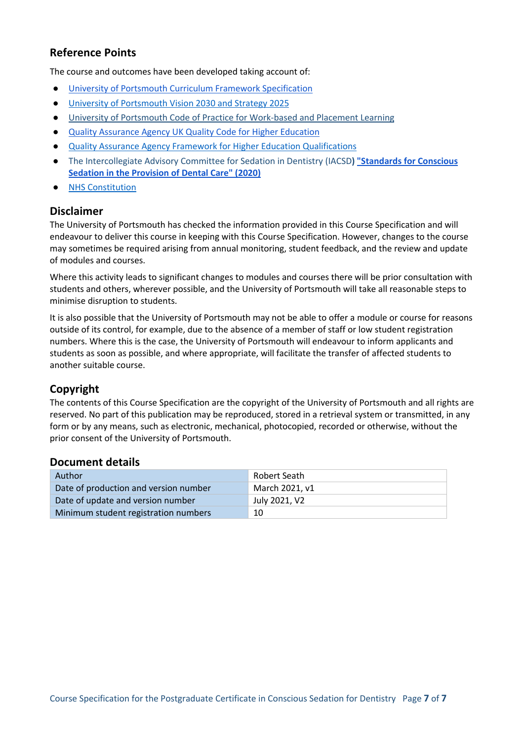## Reference Points

The course and outcomes have been developed taking account of:

- University of Portsmouth Curriculum Framework Specification
- University of Portsmouth Vision 2030 and Strategy 2025
- University of Portsmouth Code of Practice for Work-based and Placement Learning
- Quality Assurance Agency UK Quality Code for Higher Education
- Quality Assurance Agency Framework for Higher Education Qualifications
- The Intercollegiate Advisory Committee for Sedation in Dentistry (IACSD) **"Standards for Conscious Sedation in the Provision of Dental Care" (2020)**
- NHS Constitution

## Disclaimer

The University of Portsmouth has checked the information provided in this Course Specification and will endeavour to deliver this course in keeping with this Course Specification. However, changes to the course may sometimes be required arising from annual monitoring, student feedback, and the review and update of modules and courses.

Where this activity leads to significant changes to modules and courses there will be prior consultation with students and others, wherever possible, and the University of Portsmouth will take all reasonable steps to minimise disruption to students.

It is also possible that the University of Portsmouth may not be able to offer a module or course for reasons outside of its control, for example, due to the absence of a member of staff or low student registration numbers. Where this is the case, the University of Portsmouth will endeavour to inform applicants and students as soon as possible, and where appropriate, will facilitate the transfer of affected students to another suitable course.

## Copyright

The contents of this Course Specification are the copyright of the University of Portsmouth and all rights are reserved. No part of this publication may be reproduced, stored in a retrieval system or transmitted, in any form or by any means, such as electronic, mechanical, photocopied, recorded or otherwise, without the prior consent of the University of Portsmouth.

## Document details

| | |
|---|---|
| Author | Robert Seath |
| Date of production and version number | March 2021, v1 |
| Date of update and version number | July 2021, V2 |
| Minimum student registration numbers | 10 |